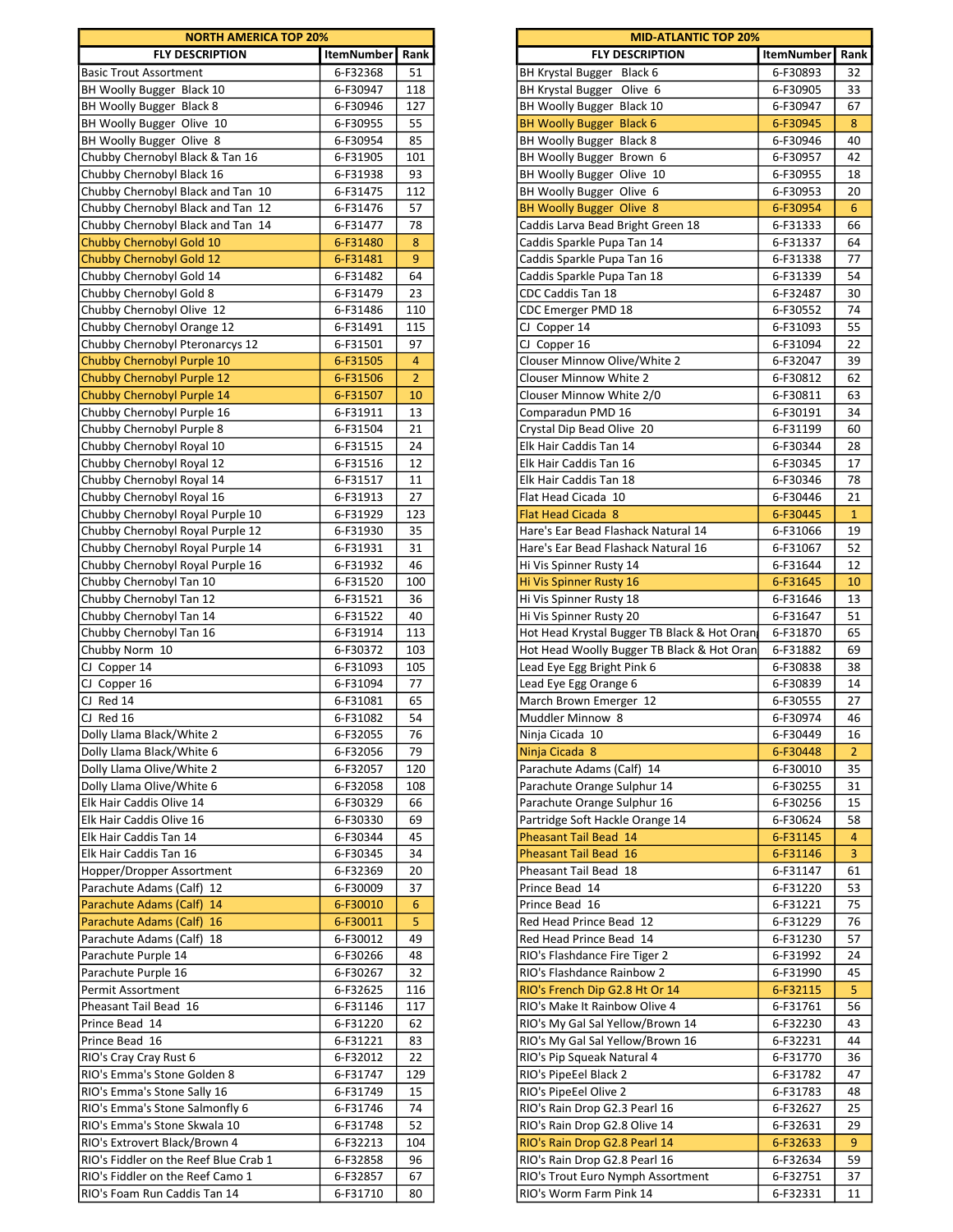| NORTH AMERICA TOP 20% | | |
|---|---|---|
| FLY DESCRIPTION | ItemNumber | Rank |
| Basic Trout Assortment | 6-F32368 | 51 |
| BH Woolly Bugger Black 10 | 6-F30947 | 118 |
| BH Woolly Bugger Black 8 | 6-F30946 | 127 |
| BH Woolly Bugger Olive 10 | 6-F30955 | 55 |
| BH Woolly Bugger Olive 8 | 6-F30954 | 85 |
| Chubby Chernobyl Black & Tan 16 | 6-F31905 | 101 |
| Chubby Chernobyl Black 16 | 6-F31938 | 93 |
| Chubby Chernobyl Black and Tan 10 | 6-F31475 | 112 |
| Chubby Chernobyl Black and Tan 12 | 6-F31476 | 57 |
| Chubby Chernobyl Black and Tan 14 | 6-F31477 | 78 |
| Chubby Chernobyl Gold 10 | 6-F31480 | 8 |
| Chubby Chernobyl Gold 12 | 6-F31481 | 9 |
| Chubby Chernobyl Gold 14 | 6-F31482 | 64 |
| Chubby Chernobyl Gold 8 | 6-F31479 | 23 |
| Chubby Chernobyl Olive 12 | 6-F31486 | 110 |
| Chubby Chernobyl Orange 12 | 6-F31491 | 115 |
| Chubby Chernobyl Pteronarcys 12 | 6-F31501 | 97 |
| Chubby Chernobyl Purple 10 | 6-F31505 | 4 |
| Chubby Chernobyl Purple 12 | 6-F31506 | 2 |
| Chubby Chernobyl Purple 14 | 6-F31507 | 10 |
| Chubby Chernobyl Purple 16 | 6-F31911 | 13 |
| Chubby Chernobyl Purple 8 | 6-F31504 | 21 |
| Chubby Chernobyl Royal 10 | 6-F31515 | 24 |
| Chubby Chernobyl Royal 12 | 6-F31516 | 12 |
| Chubby Chernobyl Royal 14 | 6-F31517 | 11 |
| Chubby Chernobyl Royal 16 | 6-F31913 | 27 |
| Chubby Chernobyl Royal Purple 10 | 6-F31929 | 123 |
| Chubby Chernobyl Royal Purple 12 | 6-F31930 | 35 |
| Chubby Chernobyl Royal Purple 14 | 6-F31931 | 31 |
| Chubby Chernobyl Royal Purple 16 | 6-F31932 | 46 |
| Chubby Chernobyl Tan 10 | 6-F31520 | 100 |
| Chubby Chernobyl Tan 12 | 6-F31521 | 36 |
| Chubby Chernobyl Tan 14 | 6-F31522 | 40 |
| Chubby Chernobyl Tan 16 | 6-F31914 | 113 |
| Chubby Norm 10 | 6-F30372 | 103 |
| CJ Copper 14 | 6-F31093 | 105 |
| CJ Copper 16 | 6-F31094 | 77 |
| CJ Red 14 | 6-F31081 | 65 |
| CJ Red 16 | 6-F31082 | 54 |
| Dolly Llama Black/White 2 | 6-F32055 | 76 |
| Dolly Llama Black/White 6 | 6-F32056 | 79 |
| Dolly Llama Olive/White 2 | 6-F32057 | 120 |
| Dolly Llama Olive/White 6 | 6-F32058 | 108 |
| Elk Hair Caddis Olive 14 | 6-F30329 | 66 |
| Elk Hair Caddis Olive 16 | 6-F30330 | 69 |
| Elk Hair Caddis Tan 14 | 6-F30344 | 45 |
| Elk Hair Caddis Tan 16 | 6-F30345 | 34 |
| Hopper/Dropper Assortment | 6-F32369 | 20 |
| Parachute Adams (Calf) 12 | 6-F30009 | 37 |
| Parachute Adams (Calf) 14 | 6-F30010 | 6 |
| Parachute Adams (Calf) 16 | 6-F30011 | 5 |
| Parachute Adams (Calf) 18 | 6-F30012 | 49 |
| Parachute Purple 14 | 6-F30266 | 48 |
| Parachute Purple 16 | 6-F30267 | 32 |
| Permit Assortment | 6-F32625 | 116 |
| Pheasant Tail Bead 16 | 6-F31146 | 117 |
| Prince Bead 14 | 6-F31220 | 62 |
| Prince Bead 16 | 6-F31221 | 83 |
| RIO's Cray Cray Rust 6 | 6-F32012 | 22 |
| RIO's Emma's Stone Golden 8 | 6-F31747 | 129 |
| RIO's Emma's Stone Sally 16 | 6-F31749 | 15 |
| RIO's Emma's Stone Salmonfly 6 | 6-F31746 | 74 |
| RIO's Emma's Stone Skwala 10 | 6-F31748 | 52 |
| RIO's Extrovert Black/Brown 4 | 6-F32213 | 104 |
| RIO's Fiddler on the Reef Blue Crab 1 | 6-F32858 | 96 |
| RIO's Fiddler on the Reef Camo 1 | 6-F32857 | 67 |
| RIO's Foam Run Caddis Tan 14 | 6-F31710 | 80 |

| MID-ATLANTIC TOP 20% | | |
|---|---|---|
| FLY DESCRIPTION | ItemNumber | Rank |
| BH Krystal Bugger Black 6 | 6-F30893 | 32 |
| BH Krystal Bugger Olive 6 | 6-F30905 | 33 |
| BH Woolly Bugger Black 10 | 6-F30947 | 67 |
| BH Woolly Bugger Black 6 | 6-F30945 | 8 |
| BH Woolly Bugger Black 8 | 6-F30946 | 40 |
| BH Woolly Bugger Brown 6 | 6-F30957 | 42 |
| BH Woolly Bugger Olive 10 | 6-F30955 | 18 |
| BH Woolly Bugger Olive 6 | 6-F30953 | 20 |
| BH Woolly Bugger Olive 8 | 6-F30954 | 6 |
| Caddis Larva Bead Bright Green 18 | 6-F31333 | 66 |
| Caddis Sparkle Pupa Tan 14 | 6-F31337 | 64 |
| Caddis Sparkle Pupa Tan 16 | 6-F31338 | 77 |
| Caddis Sparkle Pupa Tan 18 | 6-F31339 | 54 |
| CDC Caddis Tan 18 | 6-F32487 | 30 |
| CDC Emerger PMD 18 | 6-F30552 | 74 |
| CJ Copper 14 | 6-F31093 | 55 |
| CJ Copper 16 | 6-F31094 | 22 |
| Clouser Minnow Olive/White 2 | 6-F32047 | 39 |
| Clouser Minnow White 2 | 6-F30812 | 62 |
| Clouser Minnow White 2/0 | 6-F30811 | 63 |
| Comparadun PMD 16 | 6-F30191 | 34 |
| Crystal Dip Bead Olive 20 | 6-F31199 | 60 |
| Elk Hair Caddis Tan 14 | 6-F30344 | 28 |
| Elk Hair Caddis Tan 16 | 6-F30345 | 17 |
| Elk Hair Caddis Tan 18 | 6-F30346 | 78 |
| Flat Head Cicada 10 | 6-F30446 | 21 |
| Flat Head Cicada 8 | 6-F30445 | 1 |
| Hare's Ear Bead Flashack Natural 14 | 6-F31066 | 19 |
| Hare's Ear Bead Flashack Natural 16 | 6-F31067 | 52 |
| Hi Vis Spinner Rusty 14 | 6-F31644 | 12 |
| Hi Vis Spinner Rusty 16 | 6-F31645 | 10 |
| Hi Vis Spinner Rusty 18 | 6-F31646 | 13 |
| Hi Vis Spinner Rusty 20 | 6-F31647 | 51 |
| Hot Head Krystal Bugger TB Black & Hot Orang | 6-F31870 | 65 |
| Hot Head Woolly Bugger TB Black & Hot Oran | 6-F31882 | 69 |
| Lead Eye Egg Bright Pink 6 | 6-F30838 | 38 |
| Lead Eye Egg Orange 6 | 6-F30839 | 14 |
| March Brown Emerger 12 | 6-F30555 | 27 |
| Muddler Minnow 8 | 6-F30974 | 46 |
| Ninja Cicada 10 | 6-F30449 | 16 |
| Ninja Cicada 8 | 6-F30448 | 2 |
| Parachute Adams (Calf) 14 | 6-F30010 | 35 |
| Parachute Orange Sulphur 14 | 6-F30255 | 31 |
| Parachute Orange Sulphur 16 | 6-F30256 | 15 |
| Partridge Soft Hackle Orange 14 | 6-F30624 | 58 |
| Pheasant Tail Bead 14 | 6-F31145 | 4 |
| Pheasant Tail Bead 16 | 6-F31146 | 3 |
| Pheasant Tail Bead 18 | 6-F31147 | 61 |
| Prince Bead 14 | 6-F31220 | 53 |
| Prince Bead 16 | 6-F31221 | 75 |
| Red Head Prince Bead 12 | 6-F31229 | 76 |
| Red Head Prince Bead 14 | 6-F31230 | 57 |
| RIO's Flashdance Fire Tiger 2 | 6-F31992 | 24 |
| RIO's Flashdance Rainbow 2 | 6-F31990 | 45 |
| RIO's French Dip G2.8 Ht Or 14 | 6-F32115 | 5 |
| RIO's Make It Rainbow Olive 4 | 6-F31761 | 56 |
| RIO's My Gal Sal Yellow/Brown 14 | 6-F32230 | 43 |
| RIO's My Gal Sal Yellow/Brown 16 | 6-F32231 | 44 |
| RIO's Pip Squeak Natural 4 | 6-F31770 | 36 |
| RIO's PipeEel Black 2 | 6-F31782 | 47 |
| RIO's PipeEel Olive 2 | 6-F31783 | 48 |
| RIO's Rain Drop G2.3 Pearl 16 | 6-F32627 | 25 |
| RIO's Rain Drop G2.8 Olive 14 | 6-F32631 | 29 |
| RIO's Rain Drop G2.8 Pearl 14 | 6-F32633 | 9 |
| RIO's Rain Drop G2.8 Pearl 16 | 6-F32634 | 59 |
| RIO's Trout Euro Nymph Assortment | 6-F32751 | 37 |
| RIO's Worm Farm Pink 14 | 6-F32331 | 11 |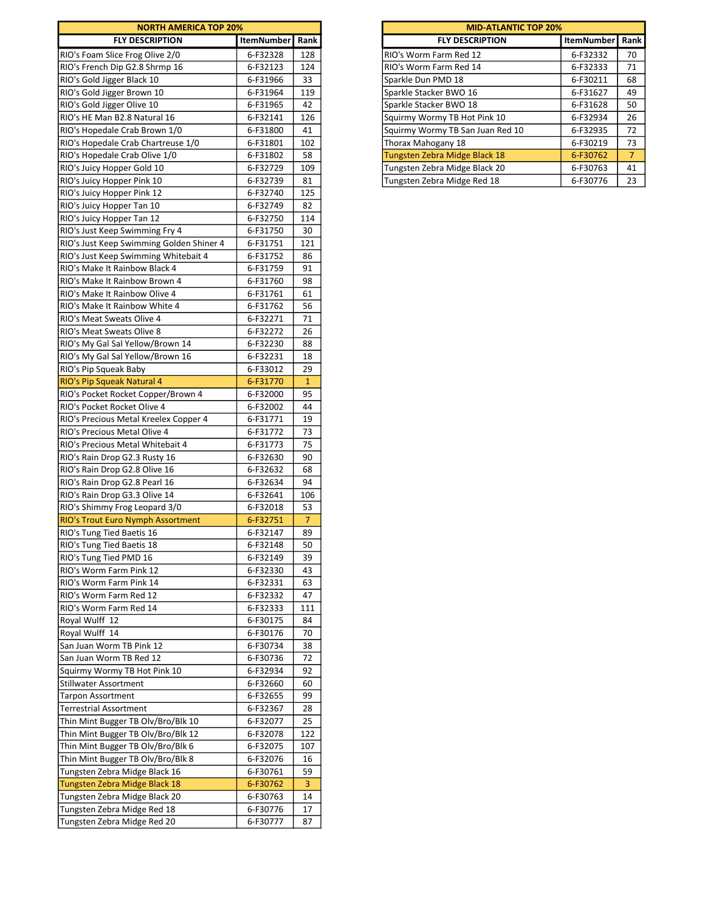| NORTH AMERICA TOP 20% | | |
|---|---|---|
| FLY DESCRIPTION | ItemNumber | Rank |
| RIO's Foam Slice Frog Olive 2/0 | 6-F32328 | 128 |
| RIO's French Dip G2.8 Shrmp 16 | 6-F32123 | 124 |
| RIO's Gold Jigger Black 10 | 6-F31966 | 33 |
| RIO's Gold Jigger Brown 10 | 6-F31964 | 119 |
| RIO's Gold Jigger Olive 10 | 6-F31965 | 42 |
| RIO's HE Man B2.8 Natural 16 | 6-F32141 | 126 |
| RIO's Hopedale Crab Brown 1/0 | 6-F31800 | 41 |
| RIO's Hopedale Crab Chartreuse 1/0 | 6-F31801 | 102 |
| RIO's Hopedale Crab Olive 1/0 | 6-F31802 | 58 |
| RIO's Juicy Hopper Gold 10 | 6-F32729 | 109 |
| RIO's Juicy Hopper Pink 10 | 6-F32739 | 81 |
| RIO's Juicy Hopper Pink 12 | 6-F32740 | 125 |
| RIO's Juicy Hopper Tan 10 | 6-F32749 | 82 |
| RIO's Juicy Hopper Tan 12 | 6-F32750 | 114 |
| RIO's Just Keep Swimming Fry 4 | 6-F31750 | 30 |
| RIO's Just Keep Swimming Golden Shiner 4 | 6-F31751 | 121 |
| RIO's Just Keep Swimming Whitebait 4 | 6-F31752 | 86 |
| RIO's Make It Rainbow Black 4 | 6-F31759 | 91 |
| RIO's Make It Rainbow Brown 4 | 6-F31760 | 98 |
| RIO's Make It Rainbow Olive 4 | 6-F31761 | 61 |
| RIO's Make It Rainbow White 4 | 6-F31762 | 56 |
| RIO's Meat Sweats Olive 4 | 6-F32271 | 71 |
| RIO's Meat Sweats Olive 8 | 6-F32272 | 26 |
| RIO's My Gal Sal Yellow/Brown 14 | 6-F32230 | 88 |
| RIO's My Gal Sal Yellow/Brown 16 | 6-F32231 | 18 |
| RIO's Pip Squeak Baby | 6-F33012 | 29 |
| RIO's Pip Squeak Natural 4 | 6-F31770 | 1 |
| RIO's Pocket Rocket Copper/Brown 4 | 6-F32000 | 95 |
| RIO's Pocket Rocket Olive 4 | 6-F32002 | 44 |
| RIO's Precious Metal Kreelex Copper 4 | 6-F31771 | 19 |
| RIO's Precious Metal Olive 4 | 6-F31772 | 73 |
| RIO's Precious Metal Whitebait 4 | 6-F31773 | 75 |
| RIO's Rain Drop G2.3 Rusty 16 | 6-F32630 | 90 |
| RIO's Rain Drop G2.8 Olive 16 | 6-F32632 | 68 |
| RIO's Rain Drop G2.8 Pearl 16 | 6-F32634 | 94 |
| RIO's Rain Drop G3.3 Olive 14 | 6-F32641 | 106 |
| RIO's Shimmy Frog Leopard 3/0 | 6-F32018 | 53 |
| RIO's Trout Euro Nymph Assortment | 6-F32751 | 7 |
| RIO's Tung Tied Baetis 16 | 6-F32147 | 89 |
| RIO's Tung Tied Baetis 18 | 6-F32148 | 50 |
| RIO's Tung Tied PMD 16 | 6-F32149 | 39 |
| RIO's Worm Farm Pink 12 | 6-F32330 | 43 |
| RIO's Worm Farm Pink 14 | 6-F32331 | 63 |
| RIO's Worm Farm Red 12 | 6-F32332 | 47 |
| RIO's Worm Farm Red 14 | 6-F32333 | 111 |
| Royal Wulff 12 | 6-F30175 | 84 |
| Royal Wulff 14 | 6-F30176 | 70 |
| San Juan Worm TB Pink 12 | 6-F30734 | 38 |
| San Juan Worm TB Red 12 | 6-F30736 | 72 |
| Squirmy Wormy TB Hot Pink 10 | 6-F32934 | 92 |
| Stillwater Assortment | 6-F32660 | 60 |
| Tarpon Assortment | 6-F32655 | 99 |
| Terrestrial Assortment | 6-F32367 | 28 |
| Thin Mint Bugger TB Olv/Bro/Blk 10 | 6-F32077 | 25 |
| Thin Mint Bugger TB Olv/Bro/Blk 12 | 6-F32078 | 122 |
| Thin Mint Bugger TB Olv/Bro/Blk 6 | 6-F32075 | 107 |
| Thin Mint Bugger TB Olv/Bro/Blk 8 | 6-F32076 | 16 |
| Tungsten Zebra Midge Black 16 | 6-F30761 | 59 |
| Tungsten Zebra Midge Black 18 | 6-F30762 | 3 |
| Tungsten Zebra Midge Black 20 | 6-F30763 | 14 |
| Tungsten Zebra Midge Red 18 | 6-F30776 | 17 |
| Tungsten Zebra Midge Red 20 | 6-F30777 | 87 |

| MID-ATLANTIC TOP 20% | | |
|---|---|---|
| FLY DESCRIPTION | ItemNumber | Rank |
| RIO's Worm Farm Red 12 | 6-F32332 | 70 |
| RIO's Worm Farm Red 14 | 6-F32333 | 71 |
| Sparkle Dun PMD 18 | 6-F30211 | 68 |
| Sparkle Stacker BWO 16 | 6-F31627 | 49 |
| Sparkle Stacker BWO 18 | 6-F31628 | 50 |
| Squirmy Wormy TB Hot Pink 10 | 6-F32934 | 26 |
| Squirmy Wormy TB San Juan Red 10 | 6-F32935 | 72 |
| Thorax Mahogany 18 | 6-F30219 | 73 |
| Tungsten Zebra Midge Black 18 | 6-F30762 | 7 |
| Tungsten Zebra Midge Black 20 | 6-F30763 | 41 |
| Tungsten Zebra Midge Red 18 | 6-F30776 | 23 |